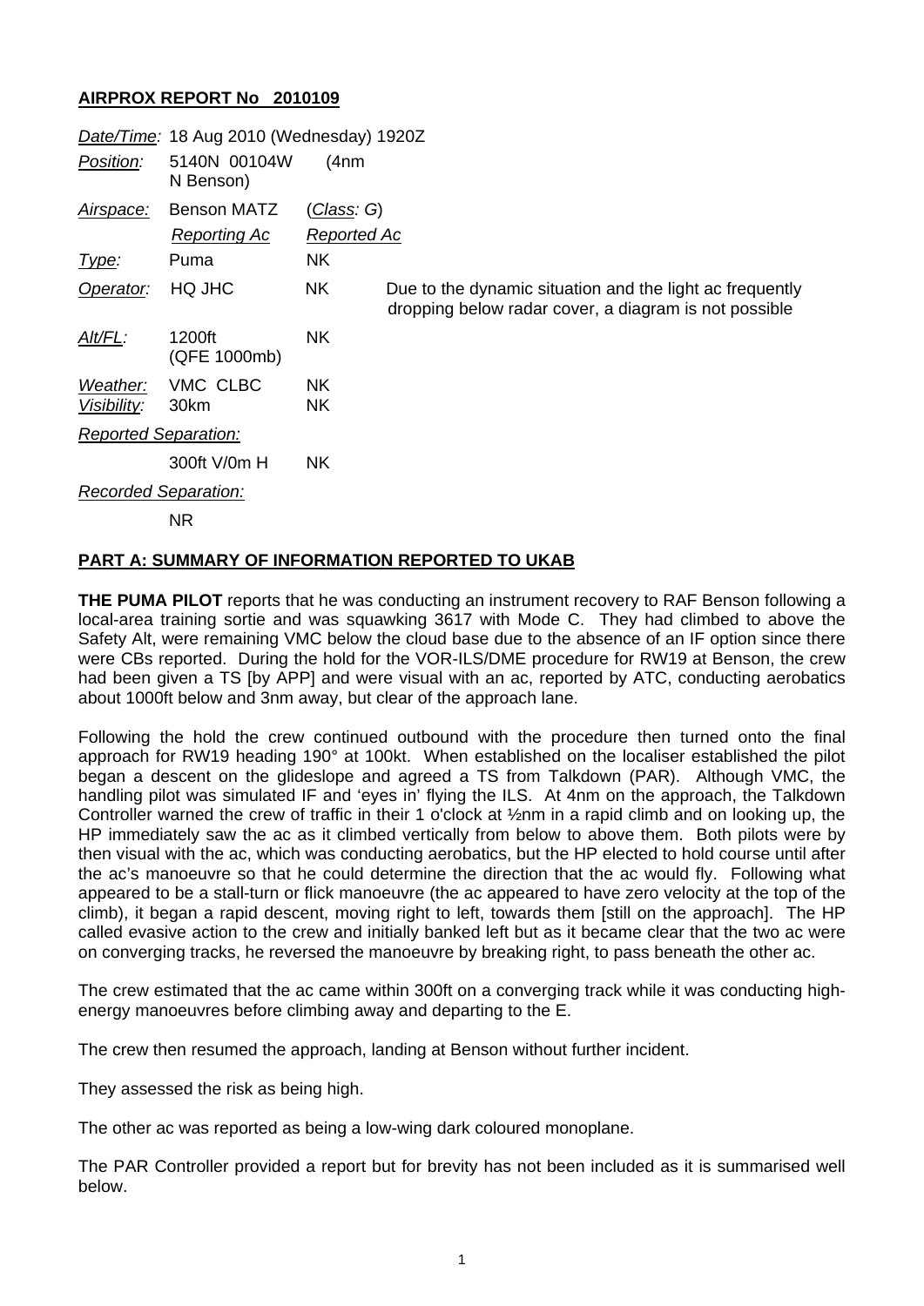**AIRPROX REPORT No 2010109**

| | | | |
|---|---|---|---|
| *Date/Time:* | 18 Aug 2010 (Wednesday) 1920Z | | |
| *Position:* | 5140N 00104W (4nm N Benson) | | |
| *Airspace:* | Benson MATZ | (*Class:* G) | |
| | *Reporting Ac* | *Reported Ac* | |
| *Type:* | Puma | NK | |
| *Operator:* | HQ JHC | NK | Due to the dynamic situation and the light ac frequently dropping below radar cover, a diagram is not possible |
| *Alt/FL:* | 1200ft (QFE 1000mb) | NK | |
| *Weather:* | VMC CLBC | NK | |
| *Visibility:* | 30km | NK | |
| *Reported Separation:* | | | |
| | 300ft V/0m H | NK | |
| *Recorded Separation:* | | | |
| | NR | | |

**PART A: SUMMARY OF INFORMATION REPORTED TO UKAB**

**THE PUMA PILOT** reports that he was conducting an instrument recovery to RAF Benson following a local-area training sortie and was squawking 3617 with Mode C. They had climbed to above the Safety Alt, were remaining VMC below the cloud base due to the absence of an IF option since there were CBs reported. During the hold for the VOR-ILS/DME procedure for RW19 at Benson, the crew had been given a TS [by APP] and were visual with an ac, reported by ATC, conducting aerobatics about 1000ft below and 3nm away, but clear of the approach lane.

Following the hold the crew continued outbound with the procedure then turned onto the final approach for RW19 heading 190° at 100kt. When established on the localiser established the pilot began a descent on the glideslope and agreed a TS from Talkdown (PAR). Although VMC, the handling pilot was simulated IF and 'eyes in' flying the ILS. At 4nm on the approach, the Talkdown Controller warned the crew of traffic in their 1 o'clock at ½nm in a rapid climb and on looking up, the HP immediately saw the ac as it climbed vertically from below to above them. Both pilots were by then visual with the ac, which was conducting aerobatics, but the HP elected to hold course until after the ac's manoeuvre so that he could determine the direction that the ac would fly. Following what appeared to be a stall-turn or flick manoeuvre (the ac appeared to have zero velocity at the top of the climb), it began a rapid descent, moving right to left, towards them [still on the approach]. The HP called evasive action to the crew and initially banked left but as it became clear that the two ac were on converging tracks, he reversed the manoeuvre by breaking right, to pass beneath the other ac.

The crew estimated that the ac came within 300ft on a converging track while it was conducting high-energy manoeuvres before climbing away and departing to the E.

The crew then resumed the approach, landing at Benson without further incident.

They assessed the risk as being high.

The other ac was reported as being a low-wing dark coloured monoplane.

The PAR Controller provided a report but for brevity has not been included as it is summarised well below.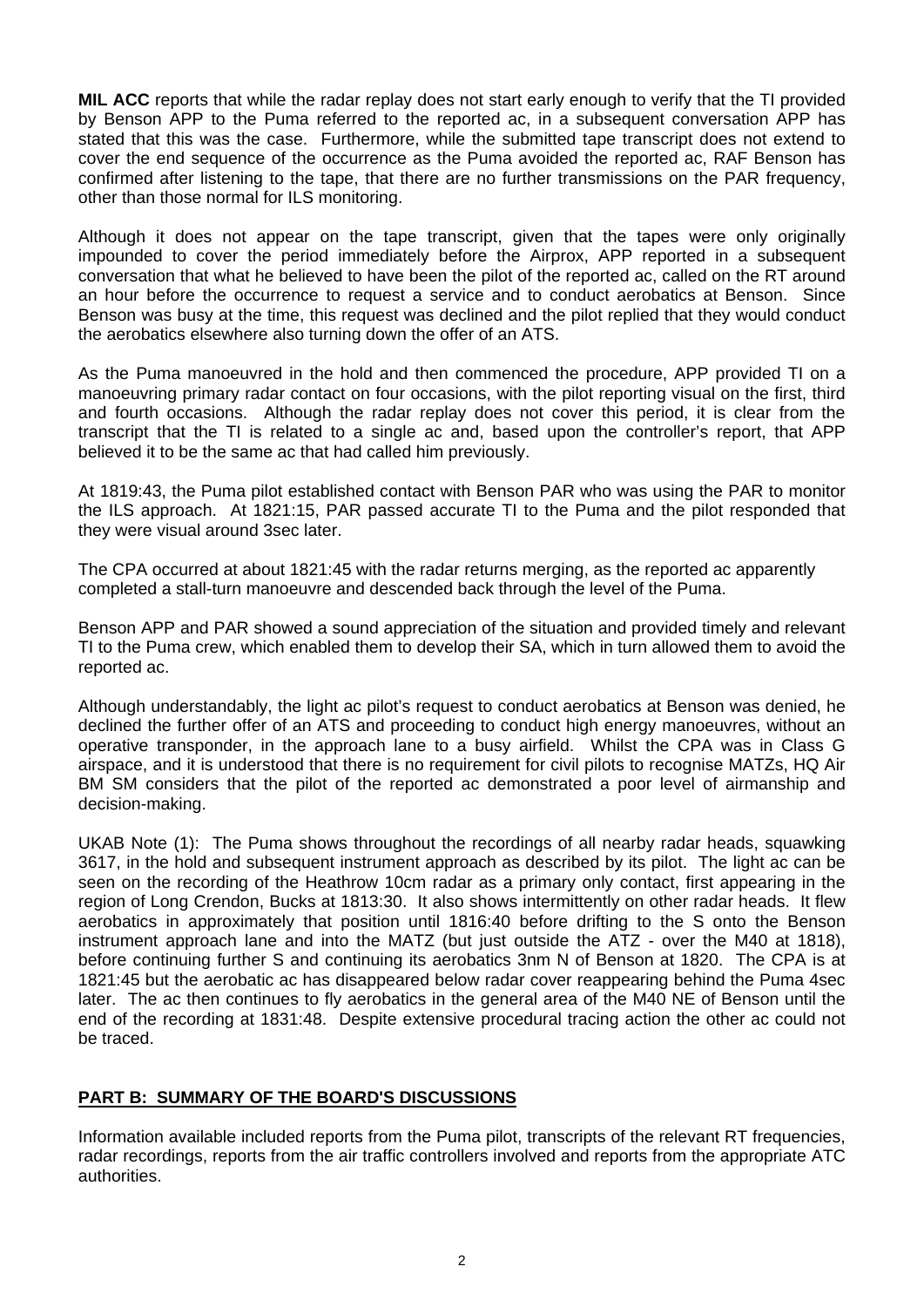**MIL ACC** reports that while the radar replay does not start early enough to verify that the TI provided by Benson APP to the Puma referred to the reported ac, in a subsequent conversation APP has stated that this was the case. Furthermore, while the submitted tape transcript does not extend to cover the end sequence of the occurrence as the Puma avoided the reported ac, RAF Benson has confirmed after listening to the tape, that there are no further transmissions on the PAR frequency, other than those normal for ILS monitoring.

Although it does not appear on the tape transcript, given that the tapes were only originally impounded to cover the period immediately before the Airprox, APP reported in a subsequent conversation that what he believed to have been the pilot of the reported ac, called on the RT around an hour before the occurrence to request a service and to conduct aerobatics at Benson. Since Benson was busy at the time, this request was declined and the pilot replied that they would conduct the aerobatics elsewhere also turning down the offer of an ATS.

As the Puma manoeuvred in the hold and then commenced the procedure, APP provided TI on a manoeuvring primary radar contact on four occasions, with the pilot reporting visual on the first, third and fourth occasions. Although the radar replay does not cover this period, it is clear from the transcript that the TI is related to a single ac and, based upon the controller's report, that APP believed it to be the same ac that had called him previously.

At 1819:43, the Puma pilot established contact with Benson PAR who was using the PAR to monitor the ILS approach. At 1821:15, PAR passed accurate TI to the Puma and the pilot responded that they were visual around 3sec later.

The CPA occurred at about 1821:45 with the radar returns merging, as the reported ac apparently completed a stall-turn manoeuvre and descended back through the level of the Puma.

Benson APP and PAR showed a sound appreciation of the situation and provided timely and relevant TI to the Puma crew, which enabled them to develop their SA, which in turn allowed them to avoid the reported ac.

Although understandably, the light ac pilot's request to conduct aerobatics at Benson was denied, he declined the further offer of an ATS and proceeding to conduct high energy manoeuvres, without an operative transponder, in the approach lane to a busy airfield. Whilst the CPA was in Class G airspace, and it is understood that there is no requirement for civil pilots to recognise MATZs, HQ Air BM SM considers that the pilot of the reported ac demonstrated a poor level of airmanship and decision-making.

UKAB Note (1): The Puma shows throughout the recordings of all nearby radar heads, squawking 3617, in the hold and subsequent instrument approach as described by its pilot. The light ac can be seen on the recording of the Heathrow 10cm radar as a primary only contact, first appearing in the region of Long Crendon, Bucks at 1813:30. It also shows intermittently on other radar heads. It flew aerobatics in approximately that position until 1816:40 before drifting to the S onto the Benson instrument approach lane and into the MATZ (but just outside the ATZ - over the M40 at 1818), before continuing further S and continuing its aerobatics 3nm N of Benson at 1820. The CPA is at 1821:45 but the aerobatic ac has disappeared below radar cover reappearing behind the Puma 4sec later. The ac then continues to fly aerobatics in the general area of the M40 NE of Benson until the end of the recording at 1831:48. Despite extensive procedural tracing action the other ac could not be traced.

## PART B: SUMMARY OF THE BOARD'S DISCUSSIONS

Information available included reports from the Puma pilot, transcripts of the relevant RT frequencies, radar recordings, reports from the air traffic controllers involved and reports from the appropriate ATC authorities.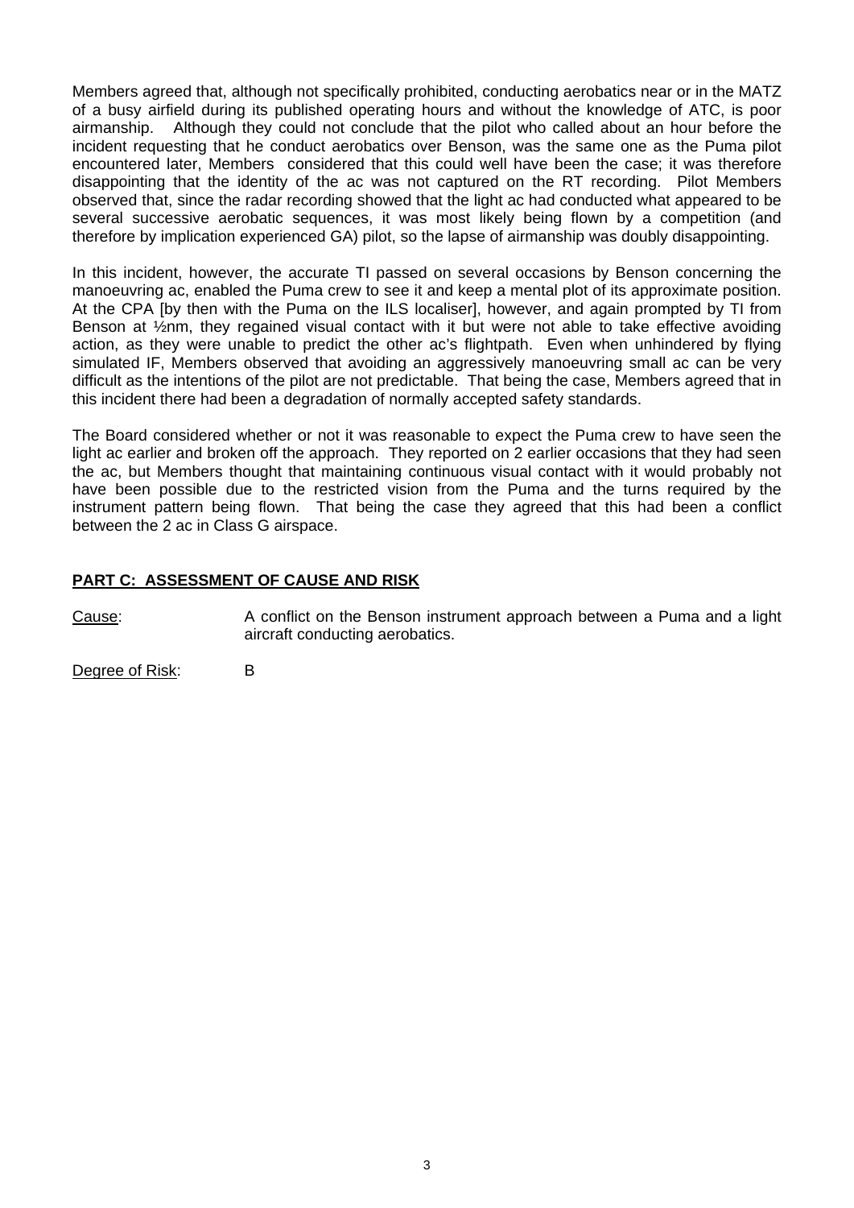Members agreed that, although not specifically prohibited, conducting aerobatics near or in the MATZ of a busy airfield during its published operating hours and without the knowledge of ATC, is poor airmanship. Although they could not conclude that the pilot who called about an hour before the incident requesting that he conduct aerobatics over Benson, was the same one as the Puma pilot encountered later, Members considered that this could well have been the case; it was therefore disappointing that the identity of the ac was not captured on the RT recording. Pilot Members observed that, since the radar recording showed that the light ac had conducted what appeared to be several successive aerobatic sequences, it was most likely being flown by a competition (and therefore by implication experienced GA) pilot, so the lapse of airmanship was doubly disappointing.

In this incident, however, the accurate TI passed on several occasions by Benson concerning the manoeuvring ac, enabled the Puma crew to see it and keep a mental plot of its approximate position. At the CPA [by then with the Puma on the ILS localiser], however, and again prompted by TI from Benson at ½nm, they regained visual contact with it but were not able to take effective avoiding action, as they were unable to predict the other ac's flightpath. Even when unhindered by flying simulated IF, Members observed that avoiding an aggressively manoeuvring small ac can be very difficult as the intentions of the pilot are not predictable. That being the case, Members agreed that in this incident there had been a degradation of normally accepted safety standards.

The Board considered whether or not it was reasonable to expect the Puma crew to have seen the light ac earlier and broken off the approach. They reported on 2 earlier occasions that they had seen the ac, but Members thought that maintaining continuous visual contact with it would probably not have been possible due to the restricted vision from the Puma and the turns required by the instrument pattern being flown. That being the case they agreed that this had been a conflict between the 2 ac in Class G airspace.

**PART C: ASSESSMENT OF CAUSE AND RISK**

Cause: A conflict on the Benson instrument approach between a Puma and a light aircraft conducting aerobatics.

Degree of Risk: B